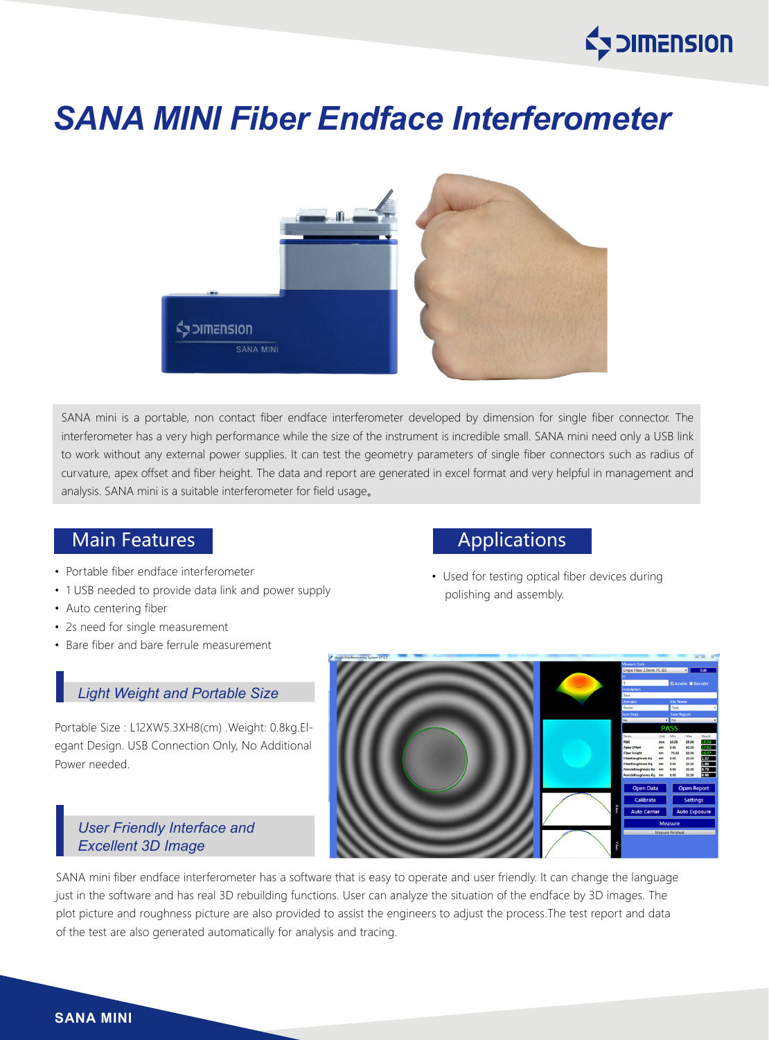# SANA MINI Fiber Endface Interferometer

SANA mini is a portable, non contact fiber endface interferometer developed by dimension for single fiber connector. The interferometer has a very high performance while the size of the instrument is incredible small. SANA mini need only a USB link to work without any external power supplies. It can test the geometry parameters of single fiber connectors such as radius of curvature, apex offset and fiber height. The data and report are generated in excel format and very helpful in management and analysis. SANA mini is a suitable interferometer for field usage。

## Main Features

- Portable fiber endface interferometer
- 1 USB needed to provide data link and power supply
- Auto centering fiber
- 2s need for single measurement
- Bare fiber and bare ferrule measurement

## Applications

- Used for testing optical fiber devices during polishing and assembly.

### *Light Weight and Portable Size*

Portable Size : L12XW5.3XH8(cm) .Weight: 0.8kg.Elegant Design. USB Connection Only, No Additional Power needed.

### *User Friendly Interface and Excellent 3D Image*

SANA mini fiber endface interferometer has a software that is easy to operate and user friendly. It can change the language just in the software and has real 3D rebuilding functions. User can analyze the situation of the endface by 3D images. The plot picture and roughness picture are also provided to assist the engineers to adjust the process.The test report and data of the test are also generated automatically for analysis and tracing.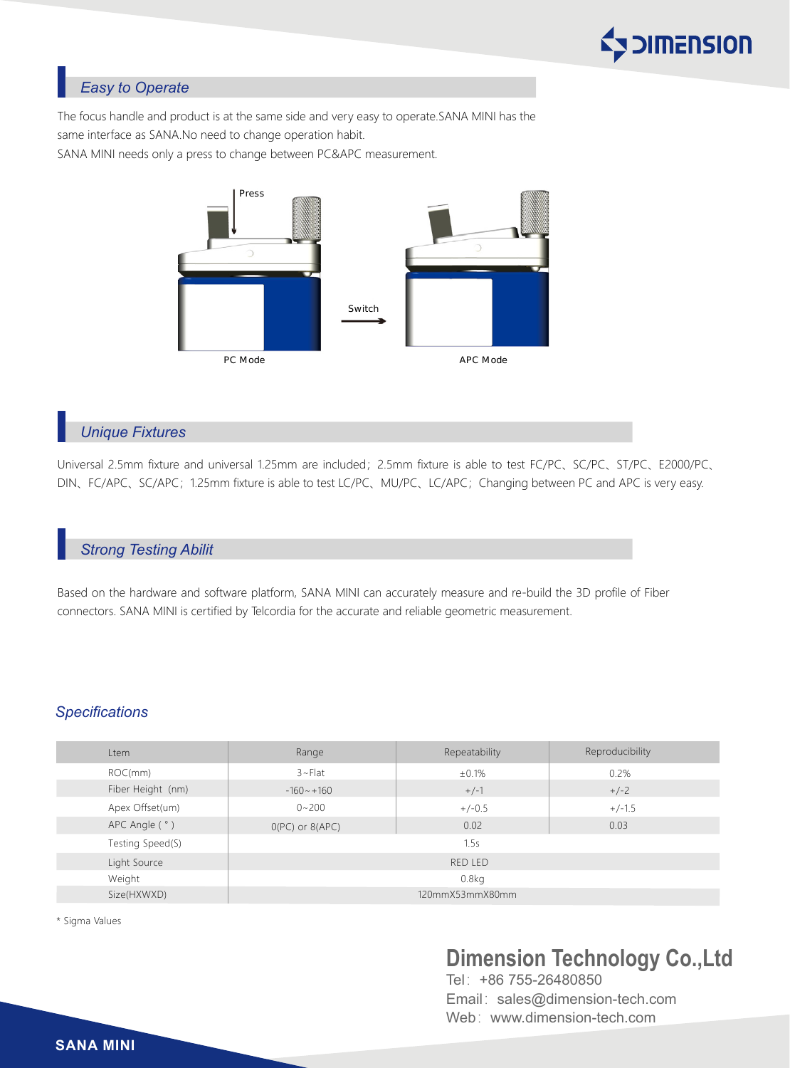## Easy to Operate

The focus handle and product is at the same side and very easy to operate.SANA MINI has the same interface as SANA.No need to change operation habit.
SANA MINI needs only a press to change between PC&APC measurement.

Press

Switch

PC Mode

APC Mode

## Unique Fixtures

Universal 2.5mm fixture and universal 1.25mm are included；2.5mm fixture is able to test FC/PC、SC/PC、ST/PC、E2000/PC、DIN、FC/APC、SC/APC；1.25mm fixture is able to test LC/PC、MU/PC、LC/APC；Changing between PC and APC is very easy.

## Strong Testing Abilit

Based on the hardware and software platform, SANA MINI can accurately measure and re-build the 3D profile of Fiber connectors. SANA MINI is certified by Telcordia for the accurate and reliable geometric measurement.

## Specifications

| Ltem | Range | Repeatability | Reproducibility |
|---|---|---|---|
| ROC(mm) | 3~Flat | ±0.1% | 0.2% |
| Fiber Height (nm) | -160~+160 | +/-1 | +/-2 |
| Apex Offset(um) | 0~200 | +/-0.5 | +/-1.5 |
| APC Angle ( ° ) | 0(PC) or 8(APC) | 0.02 | 0.03 |
| Testing Speed(S) | 1.5s | | |
| Light Source | RED LED | | |
| Weight | 0.8kg | | |
| Size(HXWXD) | 120mmX53mmX80mm | | |

* Sigma Values

**Dimension Technology Co.,Ltd**
Tel：+86 755-26480850
Email：sales@dimension-tech.com
Web：www.dimension-tech.com

**SANA MINI**